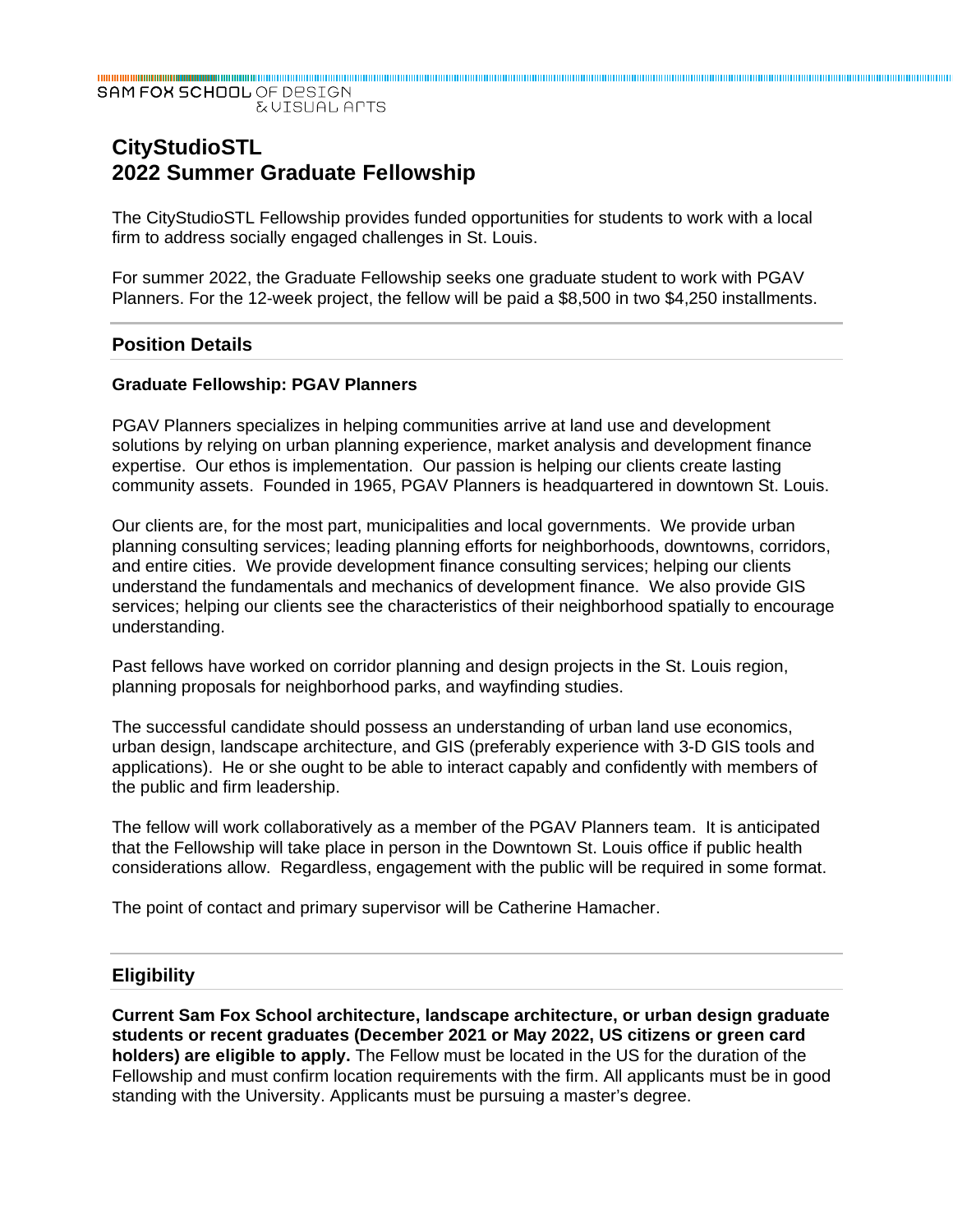SAM FOX SCHOOL OF DESIGN & VISUAL ARTS

# CityStudioSTL
# 2022 Summer Graduate Fellowship

The CityStudioSTL Fellowship provides funded opportunities for students to work with a local firm to address socially engaged challenges in St. Louis.

For summer 2022, the Graduate Fellowship seeks one graduate student to work with PGAV Planners. For the 12-week project, the fellow will be paid a $8,500 in two $4,250 installments.

## Position Details

### Graduate Fellowship: PGAV Planners

PGAV Planners specializes in helping communities arrive at land use and development solutions by relying on urban planning experience, market analysis and development finance expertise. Our ethos is implementation. Our passion is helping our clients create lasting community assets. Founded in 1965, PGAV Planners is headquartered in downtown St. Louis.

Our clients are, for the most part, municipalities and local governments. We provide urban planning consulting services; leading planning efforts for neighborhoods, downtowns, corridors, and entire cities. We provide development finance consulting services; helping our clients understand the fundamentals and mechanics of development finance. We also provide GIS services; helping our clients see the characteristics of their neighborhood spatially to encourage understanding.

Past fellows have worked on corridor planning and design projects in the St. Louis region, planning proposals for neighborhood parks, and wayfinding studies.

The successful candidate should possess an understanding of urban land use economics, urban design, landscape architecture, and GIS (preferably experience with 3-D GIS tools and applications). He or she ought to be able to interact capably and confidently with members of the public and firm leadership.

The fellow will work collaboratively as a member of the PGAV Planners team. It is anticipated that the Fellowship will take place in person in the Downtown St. Louis office if public health considerations allow. Regardless, engagement with the public will be required in some format.

The point of contact and primary supervisor will be Catherine Hamacher.

## Eligibility

**Current Sam Fox School architecture, landscape architecture, or urban design graduate students or recent graduates (December 2021 or May 2022, US citizens or green card holders) are eligible to apply.** The Fellow must be located in the US for the duration of the Fellowship and must confirm location requirements with the firm. All applicants must be in good standing with the University. Applicants must be pursuing a master's degree.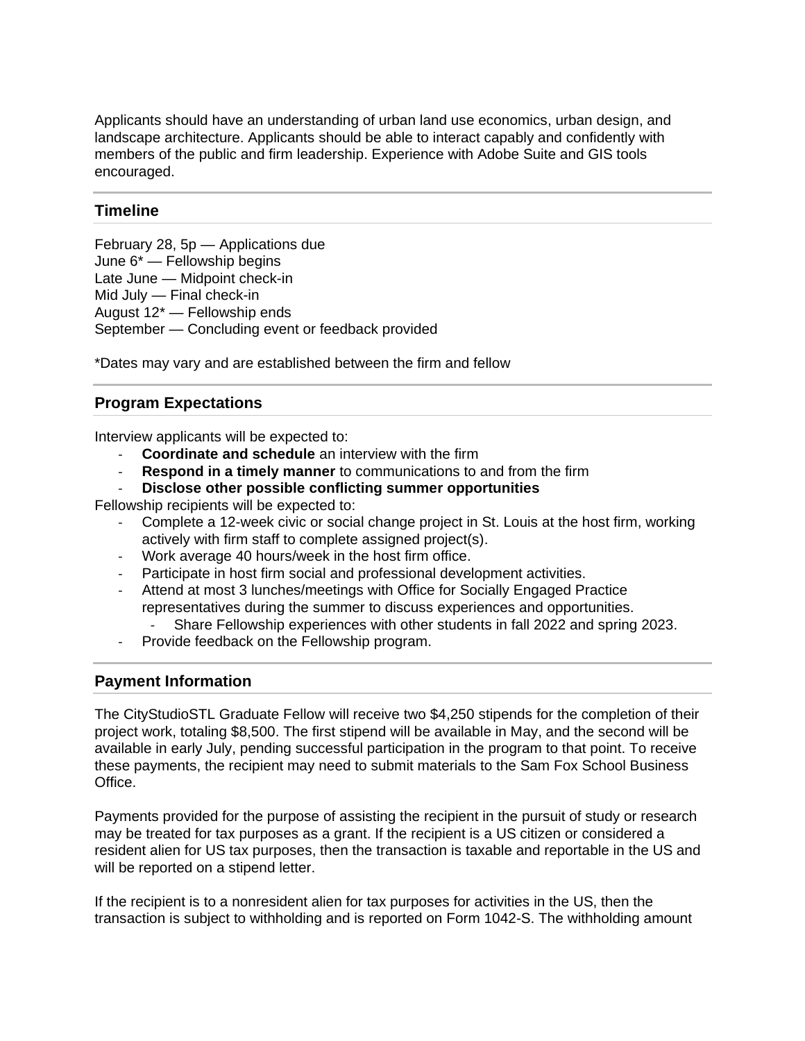Applicants should have an understanding of urban land use economics, urban design, and landscape architecture. Applicants should be able to interact capably and confidently with members of the public and firm leadership. Experience with Adobe Suite and GIS tools encouraged.

## Timeline

February 28, 5p — Applications due
June 6* — Fellowship begins
Late June — Midpoint check-in
Mid July — Final check-in
August 12* — Fellowship ends
September — Concluding event or feedback provided

*Dates may vary and are established between the firm and fellow

## Program Expectations

Interview applicants will be expected to:

- **Coordinate and schedule** an interview with the firm
- **Respond in a timely manner** to communications to and from the firm
- **Disclose other possible conflicting summer opportunities**

Fellowship recipients will be expected to:

- Complete a 12-week civic or social change project in St. Louis at the host firm, working actively with firm staff to complete assigned project(s).
- Work average 40 hours/week in the host firm office.
- Participate in host firm social and professional development activities.
- Attend at most 3 lunches/meetings with Office for Socially Engaged Practice representatives during the summer to discuss experiences and opportunities.
  - Share Fellowship experiences with other students in fall 2022 and spring 2023.
- Provide feedback on the Fellowship program.

## Payment Information

The CityStudioSTL Graduate Fellow will receive two $4,250 stipends for the completion of their project work, totaling $8,500. The first stipend will be available in May, and the second will be available in early July, pending successful participation in the program to that point. To receive these payments, the recipient may need to submit materials to the Sam Fox School Business Office.

Payments provided for the purpose of assisting the recipient in the pursuit of study or research may be treated for tax purposes as a grant. If the recipient is a US citizen or considered a resident alien for US tax purposes, then the transaction is taxable and reportable in the US and will be reported on a stipend letter.

If the recipient is to a nonresident alien for tax purposes for activities in the US, then the transaction is subject to withholding and is reported on Form 1042-S. The withholding amount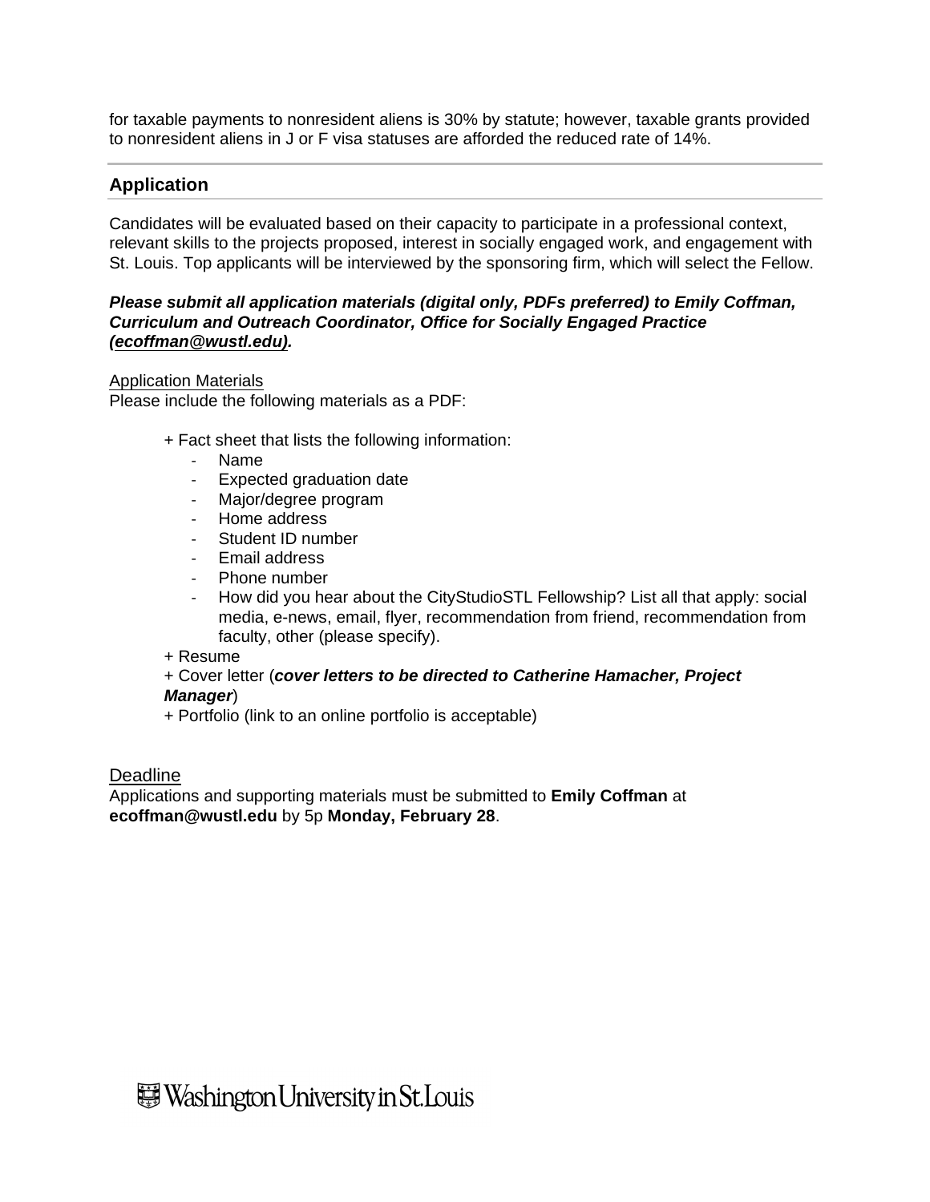for taxable payments to nonresident aliens is 30% by statute; however, taxable grants provided to nonresident aliens in J or F visa statuses are afforded the reduced rate of 14%.

## Application

Candidates will be evaluated based on their capacity to participate in a professional context, relevant skills to the projects proposed, interest in socially engaged work, and engagement with St. Louis. Top applicants will be interviewed by the sponsoring firm, which will select the Fellow.

***Please submit all application materials (digital only, PDFs preferred) to Emily Coffman, Curriculum and Outreach Coordinator, Office for Socially Engaged Practice (ecoffman@wustl.edu).***

Application Materials

Please include the following materials as a PDF:

+ Fact sheet that lists the following information:
    - Name
    - Expected graduation date
    - Major/degree program
    - Home address
    - Student ID number
    - Email address
    - Phone number
    - How did you hear about the CityStudioSTL Fellowship? List all that apply: social media, e-news, email, flyer, recommendation from friend, recommendation from faculty, other (please specify).
+ Resume
+ Cover letter (***cover letters to be directed to Catherine Hamacher, Project Manager***)
+ Portfolio (link to an online portfolio is acceptable)

Deadline

Applications and supporting materials must be submitted to **Emily Coffman** at **ecoffman@wustl.edu** by 5p **Monday, February 28**.